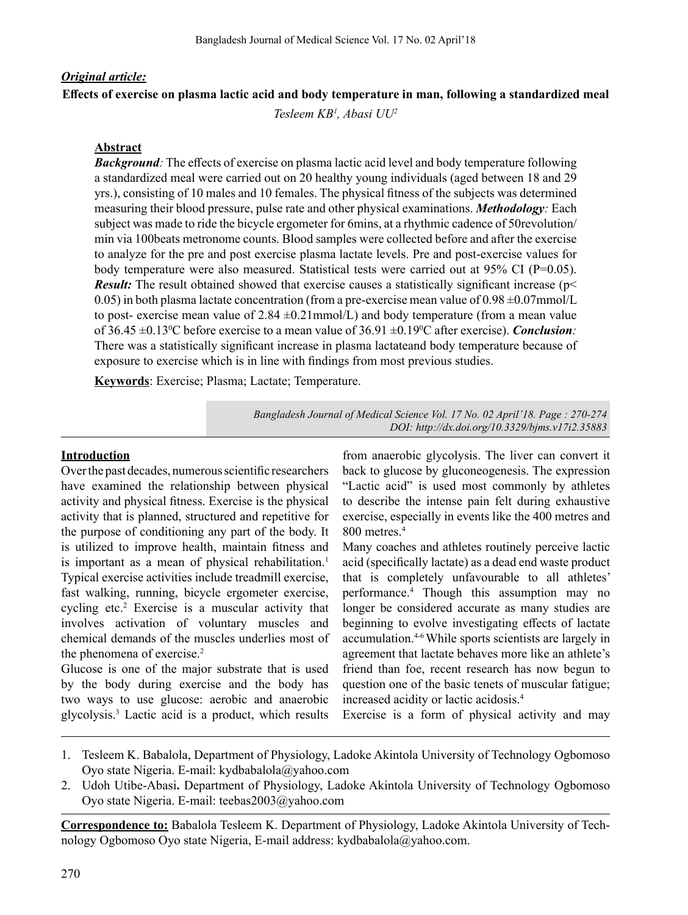***Original article:***

**Effects of exercise on plasma lactic acid and body temperature in man, following a standardized meal**

*Tesleem KB[1], Abasi UU[2]*

**Abstract**

***Background**:* The effects of exercise on plasma lactic acid level and body temperature following a standardized meal were carried out on 20 healthy young individuals (aged between 18 and 29 yrs.), consisting of 10 males and 10 females. The physical fitness of the subjects was determined measuring their blood pressure, pulse rate and other physical examinations. ***Methodology**:* Each subject was made to ride the bicycle ergometer for 6mins, at a rhythmic cadence of 50revolution/min via 100beats metronome counts. Blood samples were collected before and after the exercise to analyze for the pre and post exercise plasma lactate levels. Pre and post-exercise values for body temperature were also measured. Statistical tests were carried out at 95% CI (P=0.05). ***Result:*** The result obtained showed that exercise causes a statistically significant increase ($p < 0.05$) in both plasma lactate concentration (from a pre-exercise mean value of 0.98 ±0.07mmol/L to post- exercise mean value of 2.84 ±0.21mmol/L) and body temperature (from a mean value of 36.45 ±0.13$^0$C before exercise to a mean value of 36.91 ±0.19$^0$C after exercise). ***Conclusion**:* There was a statistically significant increase in plasma lactateand body temperature because of exposure to exercise which is in line with findings from most previous studies.

**Keywords**: Exercise; Plasma; Lactate; Temperature.

## Introduction

Over the past decades, numerous scientific researchers have examined the relationship between physical activity and physical fitness. Exercise is the physical activity that is planned, structured and repetitive for the purpose of conditioning any part of the body. It is utilized to improve health, maintain fitness and is important as a mean of physical rehabilitation.[1] Typical exercise activities include treadmill exercise, fast walking, running, bicycle ergometer exercise, cycling etc.[2] Exercise is a muscular activity that involves activation of voluntary muscles and chemical demands of the muscles underlies most of the phenomena of exercise.[2]

Glucose is one of the major substrate that is used by the body during exercise and the body has two ways to use glucose: aerobic and anaerobic glycolysis.[3] Lactic acid is a product, which results from anaerobic glycolysis. The liver can convert it back to glucose by gluconeogenesis. The expression "Lactic acid" is used most commonly by athletes to describe the intense pain felt during exhaustive exercise, especially in events like the 400 metres and 800 metres.[4]

Many coaches and athletes routinely perceive lactic acid (specifically lactate) as a dead end waste product that is completely unfavourable to all athletes' performance.[4] Though this assumption may no longer be considered accurate as many studies are beginning to evolve investigating effects of lactate accumulation.[4-6] While sports scientists are largely in agreement that lactate behaves more like an athlete's friend than foe, recent research has now begun to question one of the basic tenets of muscular fatigue; increased acidity or lactic acidosis.[4]

Exercise is a form of physical activity and may

1. Tesleem K. Babalola, Department of Physiology, Ladoke Akintola University of Technology Ogbomoso Oyo state Nigeria. E-mail: kydbabalola@yahoo.com
2. Udoh Utibe-Abasi**.** Department of Physiology, Ladoke Akintola University of Technology Ogbomoso Oyo state Nigeria. E-mail: teebas2003@yahoo.com

**Correspondence to:** Babalola Tesleem K. Department of Physiology, Ladoke Akintola University of Technology Ogbomoso Oyo state Nigeria, E-mail address: kydbabalola@yahoo.com.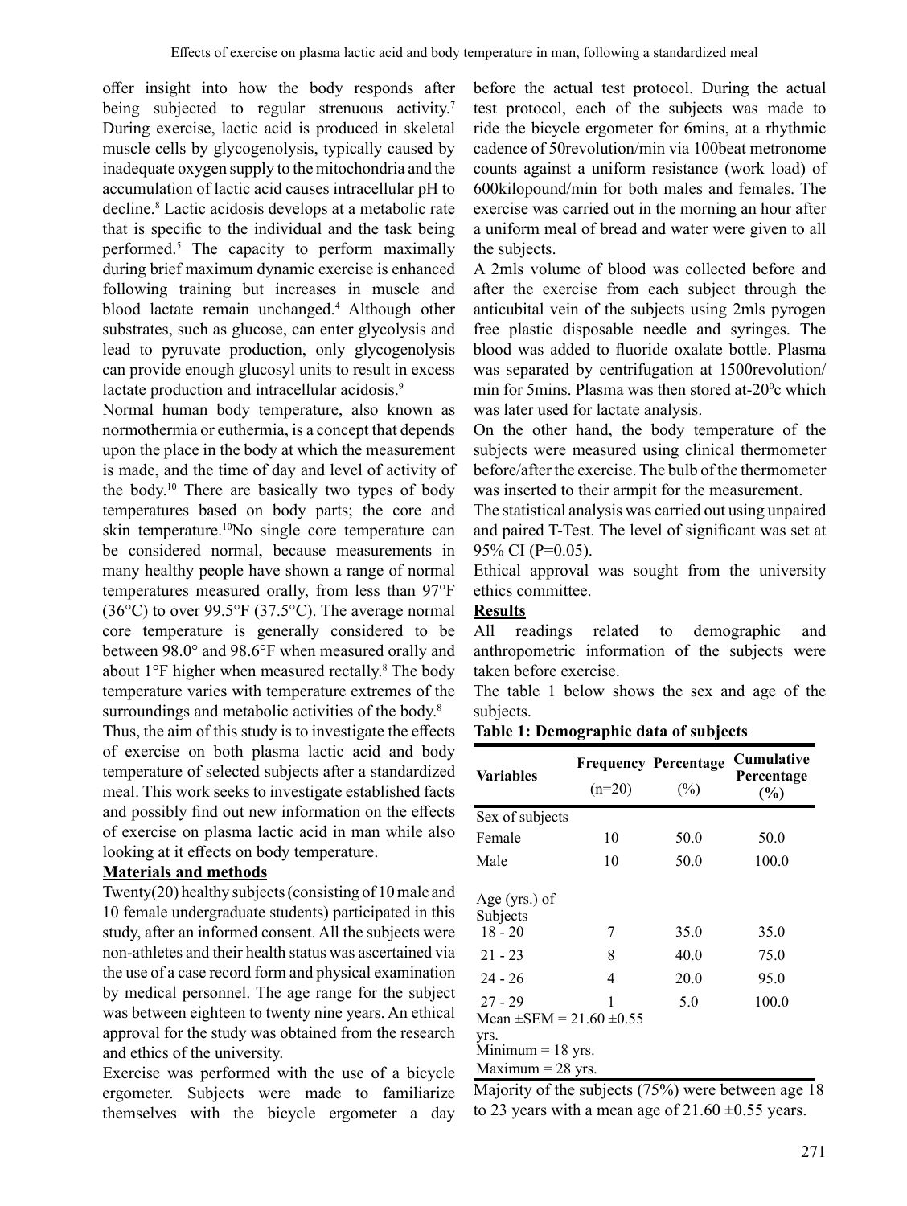offer insight into how the body responds after being subjected to regular strenuous activity.[7] During exercise, lactic acid is produced in skeletal muscle cells by glycogenolysis, typically caused by inadequate oxygen supply to the mitochondria and the accumulation of lactic acid causes intracellular pH to decline.[8] Lactic acidosis develops at a metabolic rate that is specific to the individual and the task being performed.[5] The capacity to perform maximally during brief maximum dynamic exercise is enhanced following training but increases in muscle and blood lactate remain unchanged.[4] Although other substrates, such as glucose, can enter glycolysis and lead to pyruvate production, only glycogenolysis can provide enough glucosyl units to result in excess lactate production and intracellular acidosis.[9]

Normal human body temperature, also known as normothermia or euthermia, is a concept that depends upon the place in the body at which the measurement is made, and the time of day and level of activity of the body.[10] There are basically two types of body temperatures based on body parts; the core and skin temperature.[10]No single core temperature can be considered normal, because measurements in many healthy people have shown a range of normal temperatures measured orally, from less than 97°F (36°C) to over 99.5°F (37.5°C). The average normal core temperature is generally considered to be between 98.0° and 98.6°F when measured orally and about 1°F higher when measured rectally.[8] The body temperature varies with temperature extremes of the surroundings and metabolic activities of the body.[8]

Thus, the aim of this study is to investigate the effects of exercise on both plasma lactic acid and body temperature of selected subjects after a standardized meal. This work seeks to investigate established facts and possibly find out new information on the effects of exercise on plasma lactic acid in man while also looking at it effects on body temperature.

## Materials and methods

Twenty(20) healthy subjects (consisting of 10 male and 10 female undergraduate students) participated in this study, after an informed consent. All the subjects were non-athletes and their health status was ascertained via the use of a case record form and physical examination by medical personnel. The age range for the subject was between eighteen to twenty nine years. An ethical approval for the study was obtained from the research and ethics of the university.

Exercise was performed with the use of a bicycle ergometer. Subjects were made to familiarize themselves with the bicycle ergometer a day before the actual test protocol. During the actual test protocol, each of the subjects was made to ride the bicycle ergometer for 6mins, at a rhythmic cadence of 50revolution/min via 100beat metronome counts against a uniform resistance (work load) of 600kilopound/min for both males and females. The exercise was carried out in the morning an hour after a uniform meal of bread and water were given to all the subjects.

A 2mls volume of blood was collected before and after the exercise from each subject through the anticubital vein of the subjects using 2mls pyrogen free plastic disposable needle and syringes. The blood was added to fluoride oxalate bottle. Plasma was separated by centrifugation at 1500revolution/min for 5mins. Plasma was then stored at-20$^0$c which was later used for lactate analysis.

On the other hand, the body temperature of the subjects were measured using clinical thermometer before/after the exercise. The bulb of the thermometer was inserted to their armpit for the measurement.

The statistical analysis was carried out using unpaired and paired T-Test. The level of significant was set at 95% CI (P=0.05).

Ethical approval was sought from the university ethics committee.

## Results

All readings related to demographic and anthropometric information of the subjects were taken before exercise.

The table 1 below shows the sex and age of the subjects.

**Table 1: Demographic data of subjects**

| Variables | Frequency (n=20) | Percentage (%) | Cumulative Percentage (%) |
|---|---|---|---|
| Sex of subjects | | | |
| Female | 10 | 50.0 | 50.0 |
| Male | 10 | 50.0 | 100.0 |
| Age (yrs.) of Subjects | | | |
| 18 - 20 | 7 | 35.0 | 35.0 |
| 21 - 23 | 8 | 40.0 | 75.0 |
| 24 - 26 | 4 | 20.0 | 95.0 |
| 27 - 29 | 1 | 5.0 | 100.0 |
| Mean ±SEM = 21.60 ±0.55 yrs. | | | |
| Minimum = 18 yrs. | | | |
| Maximum = 28 yrs. | | | |

Majority of the subjects (75%) were between age 18 to 23 years with a mean age of 21.60 ±0.55 years.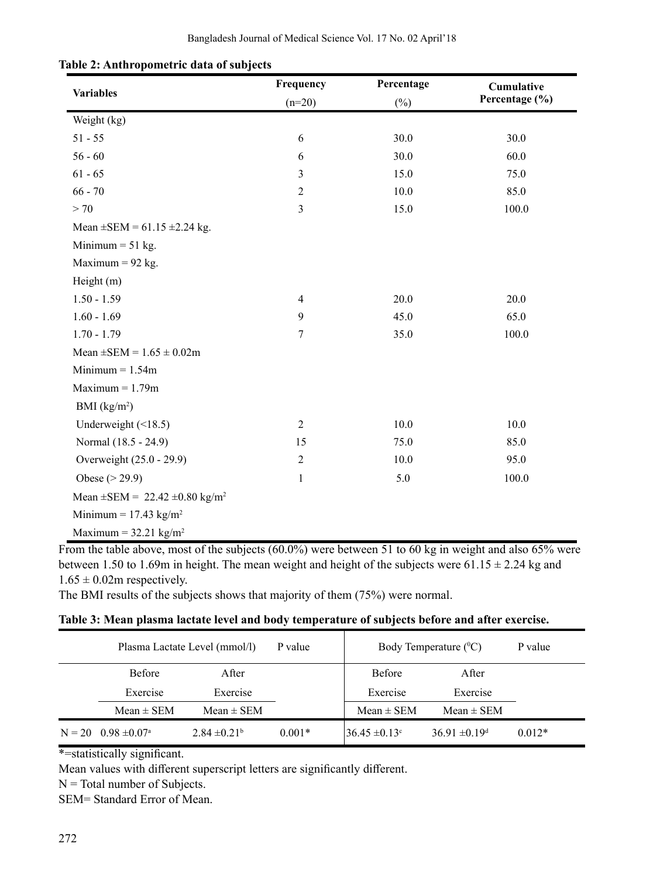**Table 2: Anthropometric data of subjects**

| Variables | Frequency (n=20) | Percentage (%) | Cumulative Percentage (%) |
|---|---|---|---|
| Weight (kg) | | | |
| 51 - 55 | 6 | 30.0 | 30.0 |
| 56 - 60 | 6 | 30.0 | 60.0 |
| 61 - 65 | 3 | 15.0 | 75.0 |
| 66 - 70 | 2 | 10.0 | 85.0 |
| > 70 | 3 | 15.0 | 100.0 |
| Mean ±SEM = 61.15 ±2.24 kg. | | | |
| Minimum = 51 kg. | | | |
| Maximum = 92 kg. | | | |
| Height (m) | | | |
| 1.50 - 1.59 | 4 | 20.0 | 20.0 |
| 1.60 - 1.69 | 9 | 45.0 | 65.0 |
| 1.70 - 1.79 | 7 | 35.0 | 100.0 |
| Mean ±SEM = 1.65 ± 0.02m | | | |
| Minimum = 1.54m | | | |
| Maximum = 1.79m | | | |
| BMI (kg/m$^2$) | | | |
| Underweight (<18.5) | 2 | 10.0 | 10.0 |
| Normal (18.5 - 24.9) | 15 | 75.0 | 85.0 |
| Overweight (25.0 - 29.9) | 2 | 10.0 | 95.0 |
| Obese (> 29.9) | 1 | 5.0 | 100.0 |
| Mean ±SEM = 22.42 ±0.80 kg/m$^2$ | | | |
| Minimum = 17.43 kg/m$^2$ | | | |
| Maximum = 32.21 kg/m$^2$ | | | |

From the table above, most of the subjects (60.0%) were between 51 to 60 kg in weight and also 65% were between 1.50 to 1.69m in height. The mean weight and height of the subjects were 61.15 ± 2.24 kg and 1.65 ± 0.02m respectively.

The BMI results of the subjects shows that majority of them (75%) were normal.

**Table 3: Mean plasma lactate level and body temperature of subjects before and after exercise.**

| | Plasma Lactate Level (mmol/l) | | P value | Body Temperature ($^0$C) | | P value |
|---|---|---|---|---|---|---|
| | Before Exercise | After Exercise | | Before Exercise | After Exercise | |
| | Mean ± SEM | Mean ± SEM | | Mean ± SEM | Mean ± SEM | |
| N = 20 | 0.98 ±0.07$^a$ | 2.84 ±0.21$^b$ | 0.001* | 36.45 ±0.13$^c$ | 36.91 ±0.19$^d$ | 0.012* |

*=statistically significant.

Mean values with different superscript letters are significantly different.

N = Total number of Subjects.

SEM= Standard Error of Mean.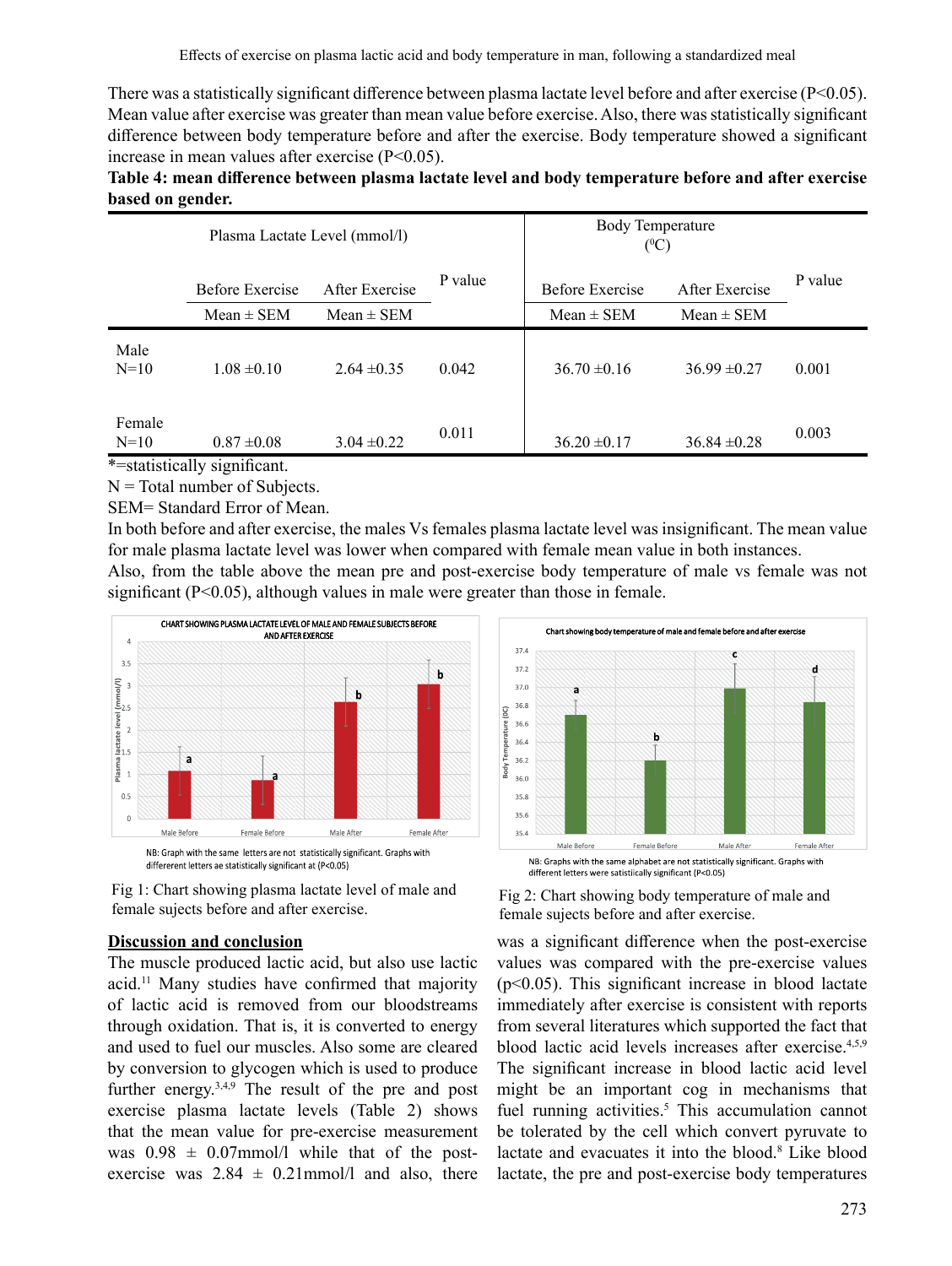There was a statistically significant difference between plasma lactate level before and after exercise ($P<0.05$). Mean value after exercise was greater than mean value before exercise. Also, there was statistically significant difference between body temperature before and after the exercise. Body temperature showed a significant increase in mean values after exercise ($P<0.05$).

**Table 4: mean difference between plasma lactate level and body temperature before and after exercise based on gender.**

| | Plasma Lactate Level (mmol/l) | | | Body Temperature ($^0$C) | | |
|---|---|---|---|---|---|---|
| | Before Exercise | After Exercise | P value | Before Exercise | After Exercise | P value |
| | Mean ± SEM | Mean ± SEM | | Mean ± SEM | Mean ± SEM | |
| Male N=10 | 1.08 ±0.10 | 2.64 ±0.35 | 0.042 | 36.70 ±0.16 | 36.99 ±0.27 | 0.001 |
| Female N=10 | 0.87 ±0.08 | 3.04 ±0.22 | 0.011 | 36.20 ±0.17 | 36.84 ±0.28 | 0.003 |

*=statistically significant.

N = Total number of Subjects.

SEM= Standard Error of Mean.

In both before and after exercise, the males Vs females plasma lactate level was insignificant. The mean value for male plasma lactate level was lower when compared with female mean value in both instances.

Also, from the table above the mean pre and post-exercise body temperature of male vs female was not significant ($P<0.05$), although values in male were greater than those in female.

NB: Graph with the same letters are not statistically significant. Graphs with differerent letters ae statistically significant at (P<0.05)

Fig 1: Chart showing plasma lactate level of male and female sujects before and after exercise.

NB: Graphs with the same alphabet are not statistically significant. Graphs with different letters were satistiically significant (P<0.05)

Fig 2: Chart showing body temperature of male and female sujects before and after exercise.

## Discussion and conclusion

The muscle produced lactic acid, but also use lactic acid.[11] Many studies have confirmed that majority of lactic acid is removed from our bloodstreams through oxidation. That is, it is converted to energy and used to fuel our muscles. Also some are cleared by conversion to glycogen which is used to produce further energy.[3,4,9] The result of the pre and post exercise plasma lactate levels (Table 2) shows that the mean value for pre-exercise measurement was 0.98 ± 0.07mmol/l while that of the post-exercise was 2.84 ± 0.21mmol/l and also, there was a significant difference when the post-exercise values was compared with the pre-exercise values ($p<0.05$). This significant increase in blood lactate immediately after exercise is consistent with reports from several literatures which supported the fact that blood lactic acid levels increases after exercise.[4,5,9] The significant increase in blood lactic acid level might be an important cog in mechanisms that fuel running activities.[5] This accumulation cannot be tolerated by the cell which convert pyruvate to lactate and evacuates it into the blood.[8] Like blood lactate, the pre and post-exercise body temperatures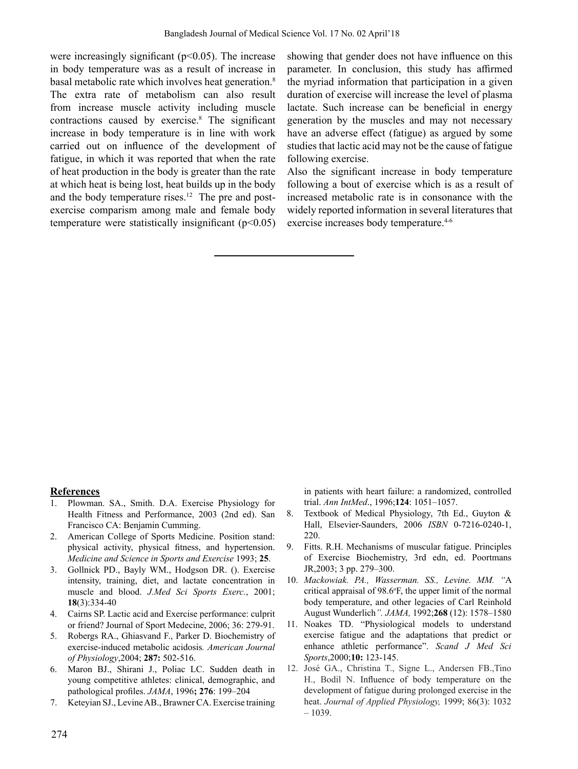were increasingly significant ($p<0.05$). The increase in body temperature was as a result of increase in basal metabolic rate which involves heat generation.[8] The extra rate of metabolism can also result from increase muscle activity including muscle contractions caused by exercise.[8] The significant increase in body temperature is in line with work carried out on influence of the development of fatigue, in which it was reported that when the rate of heat production in the body is greater than the rate at which heat is being lost, heat builds up in the body and the body temperature rises.[12] The pre and post-exercise comparism among male and female body temperature were statistically insignificant ($p<0.05$) showing that gender does not have influence on this parameter. In conclusion, this study has affirmed the myriad information that participation in a given duration of exercise will increase the level of plasma lactate. Such increase can be beneficial in energy generation by the muscles and may not necessary have an adverse effect (fatigue) as argued by some studies that lactic acid may not be the cause of fatigue following exercise.

Also the significant increase in body temperature following a bout of exercise which is as a result of increased metabolic rate is in consonance with the widely reported information in several literatures that exercise increases body temperature.[4-6]

## References

1. Plowman. SA., Smith. D.A. Exercise Physiology for Health Fitness and Performance, 2003 (2nd ed). San Francisco CA: Benjamin Cumming.
2. American College of Sports Medicine. Position stand: physical activity, physical fitness, and hypertension. *Medicine and Science in Sports and Exercise* 1993; **25**.
3. Gollnick PD., Bayly WM., Hodgson DR. (). Exercise intensity, training, diet, and lactate concentration in muscle and blood. *J.Med Sci Sports Exerc.*, 2001; **18**(3):334-40
4. Cairns SP. Lactic acid and Exercise performance: culprit or friend? Journal of Sport Medecine, 2006; 36: 279-91.
5. Robergs RA., Ghiasvand F., Parker D. Biochemistry of exercise-induced metabolic acidosis*. American Journal of Physiology*,2004; **287:** 502-516.
6. Maron BJ., Shirani J., Poliac LC. Sudden death in young competitive athletes: clinical, demographic, and pathological profiles. *JAMA*, 1996**; 276**: 199–204
7. Keteyian SJ., Levine AB., Brawner CA. Exercise training in patients with heart failure: a randomized, controlled trial. *Ann IntMed*., 1996;**124**: 1051–1057.
8. Textbook of Medical Physiology, 7th Ed., Guyton & Hall, Elsevier-Saunders, 2006 *ISBN* 0-7216-0240-1, 220.
9. Fitts. R.H. Mechanisms of muscular fatigue. Principles of Exercise Biochemistry, 3rd edn, ed. Poortmans JR,2003; 3 pp. 279–300.
10. *Mackowiak. PA., Wasserman. SS., Levine. MM. "*A critical appraisal of 98.6°F, the upper limit of the normal body temperature, and other legacies of Carl Reinhold August Wunderlich*". JAMA,* 1992;**268** (12): 1578–1580
11. Noakes TD. "Physiological models to understand exercise fatigue and the adaptations that predict or enhance athletic performance". *Scand J Med Sci Sports*,2000;**10:** 123-145.
12. José GA., Christina T., Signe L., Andersen FB.,Tino H., Bodil N. Influence of body temperature on the development of fatigue during prolonged exercise in the heat. *Journal of Applied Physiology,* 1999; 86(3): 1032 – 1039.